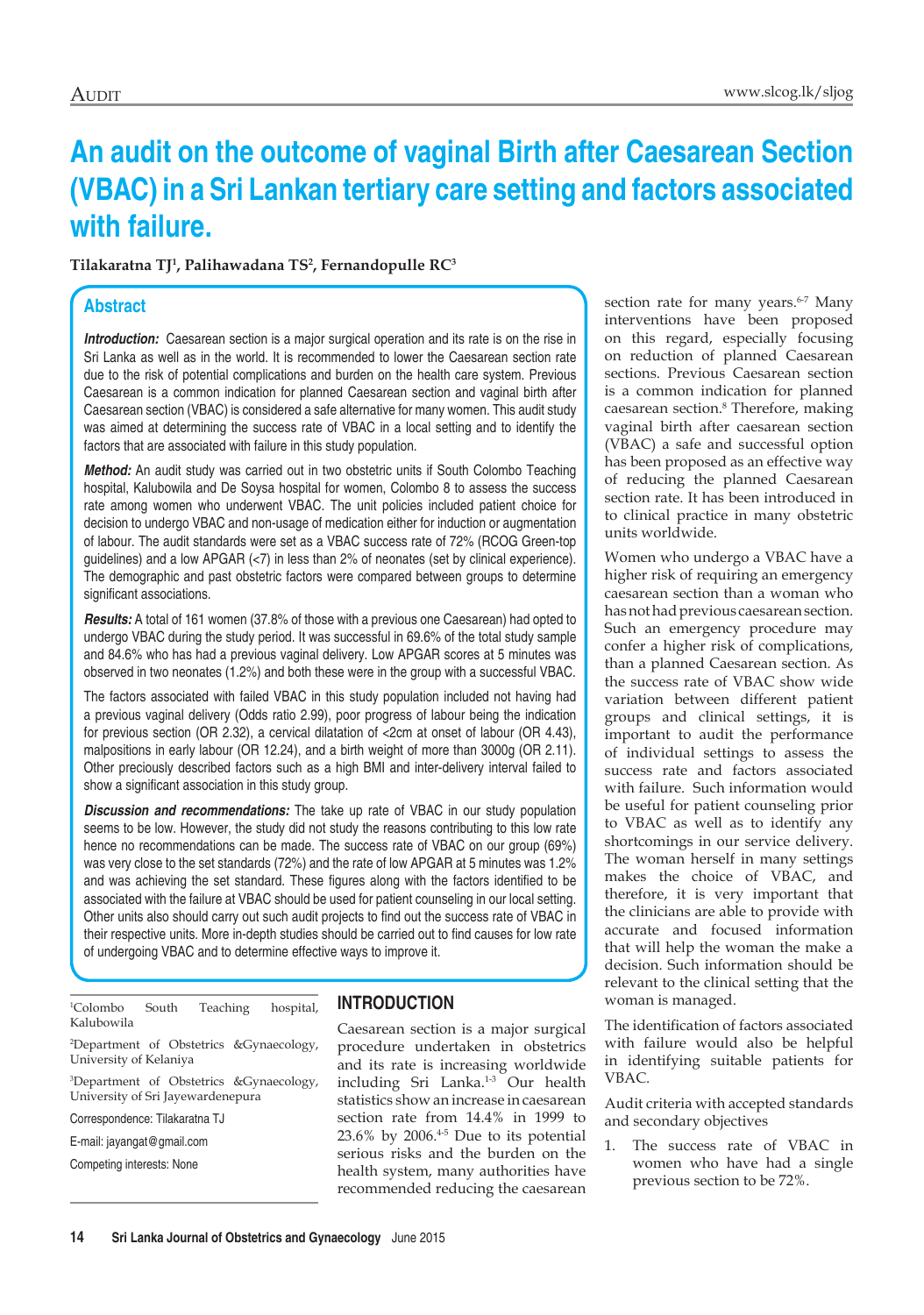# An audit on the outcome of vaginal Birth after Caesarean Section (VBAC) in a Sri Lankan tertiary care setting and factors associated with failure.

**Tilakaratna TJ[1], Palihawadana TS[2], Fernandopulle RC[3]**

## Abstract

***Introduction:*** Caesarean section is a major surgical operation and its rate is on the rise in Sri Lanka as well as in the world. It is recommended to lower the Caesarean section rate due to the risk of potential complications and burden on the health care system. Previous Caesarean is a common indication for planned Caesarean section and vaginal birth after Caesarean section (VBAC) is considered a safe alternative for many women. This audit study was aimed at determining the success rate of VBAC in a local setting and to identify the factors that are associated with failure in this study population.

***Method:*** An audit study was carried out in two obstetric units if South Colombo Teaching hospital, Kalubowila and De Soysa hospital for women, Colombo 8 to assess the success rate among women who underwent VBAC. The unit policies included patient choice for decision to undergo VBAC and non-usage of medication either for induction or augmentation of labour. The audit standards were set as a VBAC success rate of 72% (RCOG Green-top guidelines) and a low APGAR (<7) in less than 2% of neonates (set by clinical experience). The demographic and past obstetric factors were compared between groups to determine significant associations.

***Results:*** A total of 161 women (37.8% of those with a previous one Caesarean) had opted to undergo VBAC during the study period. It was successful in 69.6% of the total study sample and 84.6% who has had a previous vaginal delivery. Low APGAR scores at 5 minutes was observed in two neonates (1.2%) and both these were in the group with a successful VBAC.

The factors associated with failed VBAC in this study population included not having had a previous vaginal delivery (Odds ratio 2.99), poor progress of labour being the indication for previous section (OR 2.32), a cervical dilatation of <2cm at onset of labour (OR 4.43), malpositions in early labour (OR 12.24), and a birth weight of more than 3000g (OR 2.11). Other preciously described factors such as a high BMI and inter-delivery interval failed to show a significant association in this study group.

***Discussion and recommendations:*** The take up rate of VBAC in our study population seems to be low. However, the study did not study the reasons contributing to this low rate hence no recommendations can be made. The success rate of VBAC on our group (69%) was very close to the set standards (72%) and the rate of low APGAR at 5 minutes was 1.2% and was achieving the set standard. These figures along with the factors identified to be associated with the failure at VBAC should be used for patient counseling in our local setting. Other units also should carry out such audit projects to find out the success rate of VBAC in their respective units. More in-depth studies should be carried out to find causes for low rate of undergoing VBAC and to determine effective ways to improve it.

[1]Colombo South Teaching hospital, Kalubowila

[2]Department of Obstetrics &Gynaecology, University of Kelaniya

[3]Department of Obstetrics &Gynaecology, University of Sri Jayewardenepura

Correspondence: Tilakaratna TJ

E-mail: jayangat@gmail.com

Competing interests: None

## INTRODUCTION

Caesarean section is a major surgical procedure undertaken in obstetrics and its rate is increasing worldwide including Sri Lanka.[1-3] Our health statistics show an increase in caesarean section rate from 14.4% in 1999 to 23.6% by 2006.[4-5] Due to its potential serious risks and the burden on the health system, many authorities have recommended reducing the caesarean section rate for many years.[6-7] Many interventions have been proposed on this regard, especially focusing on reduction of planned Caesarean sections. Previous Caesarean section is a common indication for planned caesarean section.[8] Therefore, making vaginal birth after caesarean section (VBAC) a safe and successful option has been proposed as an effective way of reducing the planned Caesarean section rate. It has been introduced in to clinical practice in many obstetric units worldwide.

Women who undergo a VBAC have a higher risk of requiring an emergency caesarean section than a woman who has not had previous caesarean section. Such an emergency procedure may confer a higher risk of complications, than a planned Caesarean section. As the success rate of VBAC show wide variation between different patient groups and clinical settings, it is important to audit the performance of individual settings to assess the success rate and factors associated with failure. Such information would be useful for patient counseling prior to VBAC as well as to identify any shortcomings in our service delivery. The woman herself in many settings makes the choice of VBAC, and therefore, it is very important that the clinicians are able to provide with accurate and focused information that will help the woman the make a decision. Such information should be relevant to the clinical setting that the woman is managed.

The identification of factors associated with failure would also be helpful in identifying suitable patients for VBAC.

Audit criteria with accepted standards and secondary objectives

1. The success rate of VBAC in women who have had a single previous section to be 72%.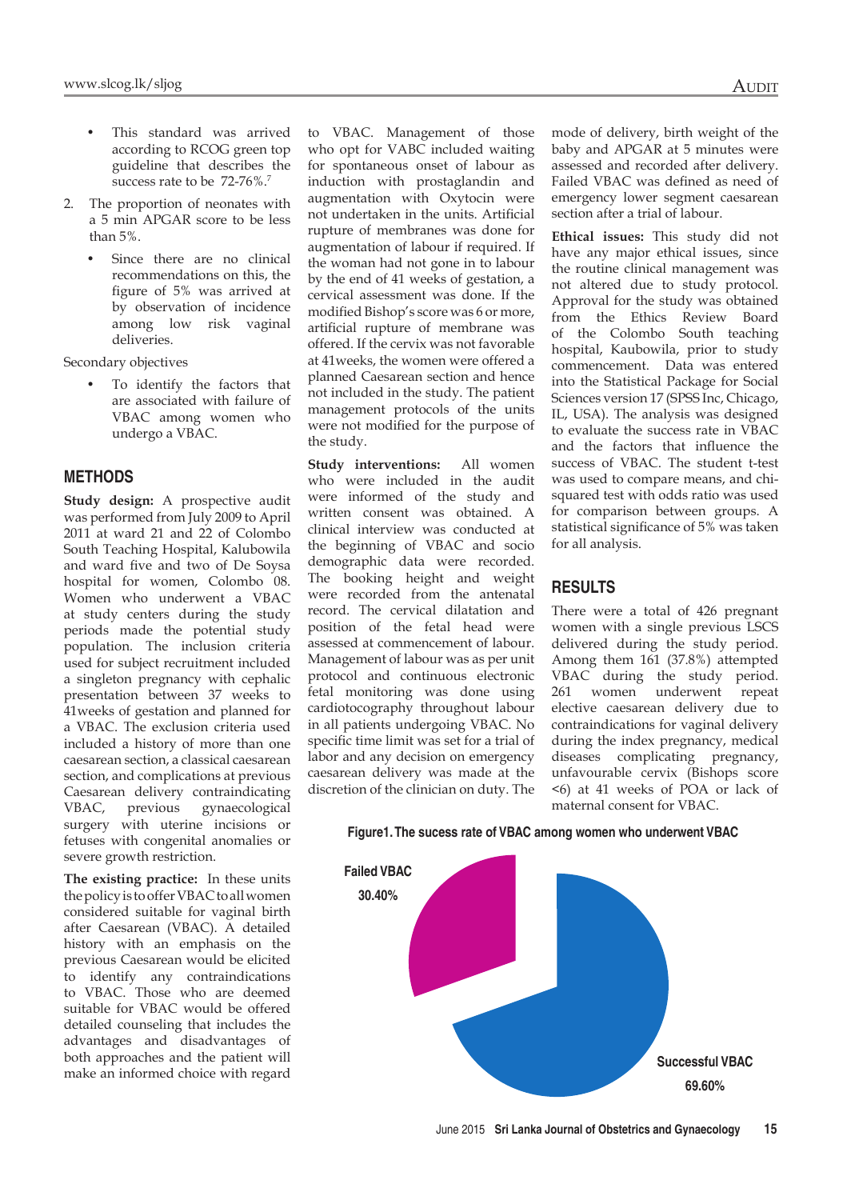- This standard was arrived according to RCOG green top guideline that describes the success rate to be 72-76%.[7]

2. The proportion of neonates with a 5 min APGAR score to be less than 5%.
   - Since there are no clinical recommendations on this, the figure of 5% was arrived at by observation of incidence among low risk vaginal deliveries.

Secondary objectives

- To identify the factors that are associated with failure of VBAC among women who undergo a VBAC.

## METHODS

**Study design:** A prospective audit was performed from July 2009 to April 2011 at ward 21 and 22 of Colombo South Teaching Hospital, Kalubowila and ward five and two of De Soysa hospital for women, Colombo 08. Women who underwent a VBAC at study centers during the study periods made the potential study population. The inclusion criteria used for subject recruitment included a singleton pregnancy with cephalic presentation between 37 weeks to 41weeks of gestation and planned for a VBAC. The exclusion criteria used included a history of more than one caesarean section, a classical caesarean section, and complications at previous Caesarean delivery contraindicating VBAC, previous gynaecological surgery with uterine incisions or fetuses with congenital anomalies or severe growth restriction.

**The existing practice:** In these units the policy is to offer VBAC to all women considered suitable for vaginal birth after Caesarean (VBAC). A detailed history with an emphasis on the previous Caesarean would be elicited to identify any contraindications to VBAC. Those who are deemed suitable for VBAC would be offered detailed counseling that includes the advantages and disadvantages of both approaches and the patient will make an informed choice with regard to VBAC. Management of those who opt for VABC included waiting for spontaneous onset of labour as induction with prostaglandin and augmentation with Oxytocin were not undertaken in the units. Artificial rupture of membranes was done for augmentation of labour if required. If the woman had not gone in to labour by the end of 41 weeks of gestation, a cervical assessment was done. If the modified Bishop's score was 6 or more, artificial rupture of membrane was offered. If the cervix was not favorable at 41weeks, the women were offered a planned Caesarean section and hence not included in the study. The patient management protocols of the units were not modified for the purpose of the study.

**Study interventions:** All women who were included in the audit were informed of the study and written consent was obtained. A clinical interview was conducted at the beginning of VBAC and socio demographic data were recorded. The booking height and weight were recorded from the antenatal record. The cervical dilatation and position of the fetal head were assessed at commencement of labour. Management of labour was as per unit protocol and continuous electronic fetal monitoring was done using cardiotocography throughout labour in all patients undergoing VBAC. No specific time limit was set for a trial of labor and any decision on emergency caesarean delivery was made at the discretion of the clinician on duty. The mode of delivery, birth weight of the baby and APGAR at 5 minutes were assessed and recorded after delivery. Failed VBAC was defined as need of emergency lower segment caesarean section after a trial of labour.

**Ethical issues:** This study did not have any major ethical issues, since the routine clinical management was not altered due to study protocol. Approval for the study was obtained from the Ethics Review Board of the Colombo South teaching hospital, Kaubowila, prior to study commencement. Data was entered into the Statistical Package for Social Sciences version 17 (SPSS Inc, Chicago, IL, USA). The analysis was designed to evaluate the success rate in VBAC and the factors that influence the success of VBAC. The student t-test was used to compare means, and chi-squared test with odds ratio was used for comparison between groups. A statistical significance of 5% was taken for all analysis.

## RESULTS

There were a total of 426 pregnant women with a single previous LSCS delivered during the study period. Among them 161 (37.8%) attempted VBAC during the study period. 261 women underwent repeat elective caesarean delivery due to contraindications for vaginal delivery during the index pregnancy, medical diseases complicating pregnancy, unfavourable cervix (Bishops score <6) at 41 weeks of POA or lack of maternal consent for VBAC.

**Figure1. The sucess rate of VBAC among women who underwent VBAC**

| Outcome | Percentage |
|---|---|
| Failed VBAC | 30.40% |
| Successful VBAC | 69.60% |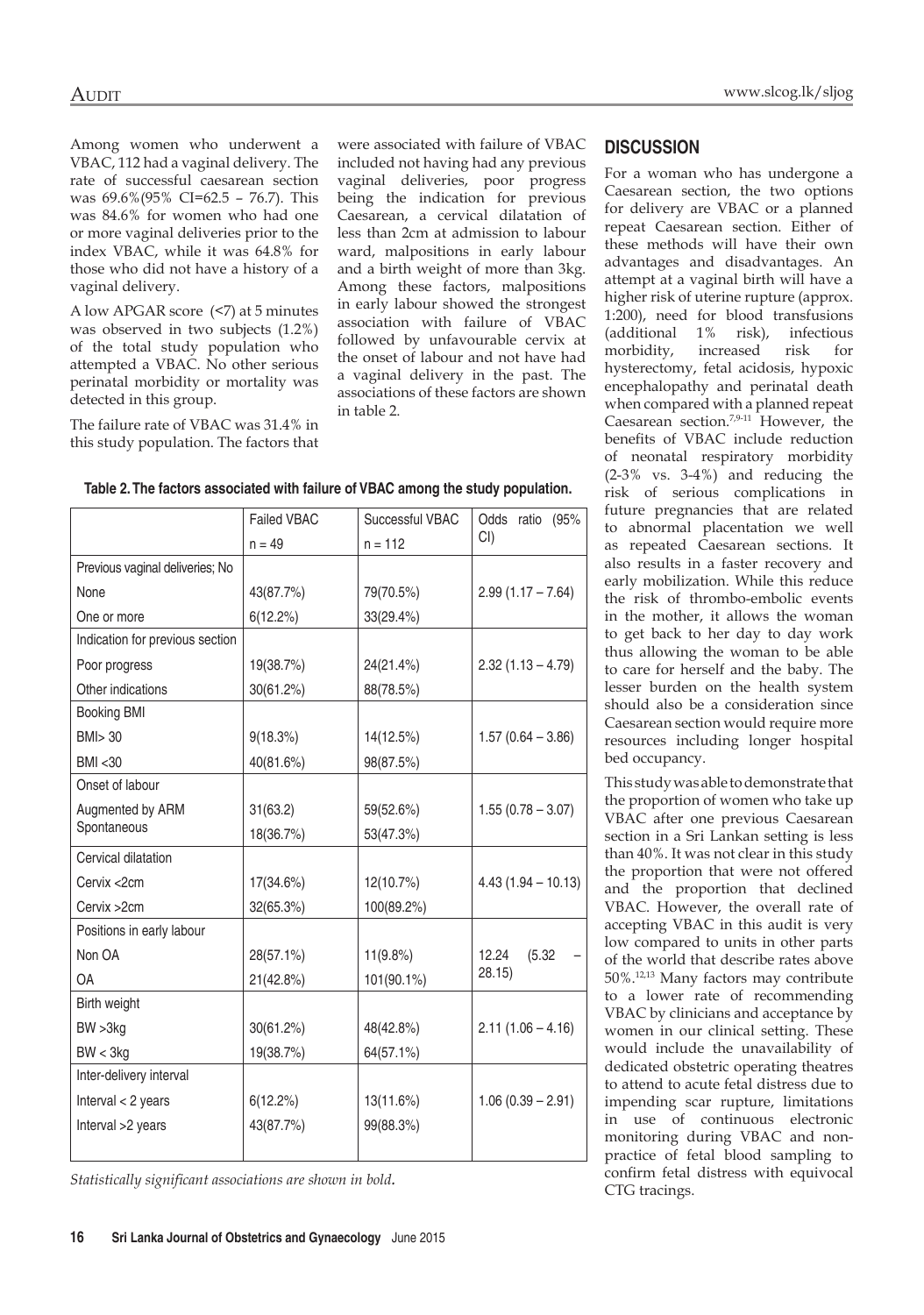Among women who underwent a VBAC, 112 had a vaginal delivery. The rate of successful caesarean section was 69.6%(95% CI=62.5 – 76.7). This was 84.6% for women who had one or more vaginal deliveries prior to the index VBAC, while it was 64.8% for those who did not have a history of a vaginal delivery.

A low APGAR score (<7) at 5 minutes was observed in two subjects (1.2%) of the total study population who attempted a VBAC. No other serious perinatal morbidity or mortality was detected in this group.

The failure rate of VBAC was 31.4% in this study population. The factors that were associated with failure of VBAC included not having had any previous vaginal deliveries, poor progress being the indication for previous Caesarean, a cervical dilatation of less than 2cm at admission to labour ward, malpositions in early labour and a birth weight of more than 3kg. Among these factors, malpositions in early labour showed the strongest association with failure of VBAC followed by unfavourable cervix at the onset of labour and not have had a vaginal delivery in the past. The associations of these factors are shown in table 2.

**Table 2. The factors associated with failure of VBAC among the study population.**

| | Failed VBAC n = 49 | Successful VBAC n = 112 | Odds ratio (95% CI) |
|---|---|---|---|
| Previous vaginal deliveries; No | | | |
| None | 43(87.7%) | 79(70.5%) | 2.99 (1.17 – 7.64) |
| One or more | 6(12.2%) | 33(29.4%) | |
| Indication for previous section | | | |
| Poor progress | 19(38.7%) | 24(21.4%) | 2.32 (1.13 – 4.79) |
| Other indications | 30(61.2%) | 88(78.5%) | |
| Booking BMI | | | |
| BMI> 30 | 9(18.3%) | 14(12.5%) | 1.57 (0.64 – 3.86) |
| BMI <30 | 40(81.6%) | 98(87.5%) | |
| Onset of labour | | | |
| Augmented by ARM | 31(63.2) | 59(52.6%) | 1.55 (0.78 – 3.07) |
| Spontaneous | 18(36.7%) | 53(47.3%) | |
| Cervical dilatation | | | |
| Cervix <2cm | 17(34.6%) | 12(10.7%) | 4.43 (1.94 – 10.13) |
| Cervix >2cm | 32(65.3%) | 100(89.2%) | |
| Positions in early labour | | | |
| Non OA | 28(57.1%) | 11(9.8%) | 12.24 (5.32 – 28.15) |
| OA | 21(42.8%) | 101(90.1%) | |
| Birth weight | | | |
| BW >3kg | 30(61.2%) | 48(42.8%) | 2.11 (1.06 – 4.16) |
| BW < 3kg | 19(38.7%) | 64(57.1%) | |
| Inter-delivery interval | | | |
| Interval < 2 years | 6(12.2%) | 13(11.6%) | 1.06 (0.39 – 2.91) |
| Interval >2 years | 43(87.7%) | 99(88.3%) | |

*Statistically significant associations are shown in bold.*

## DISCUSSION

For a woman who has undergone a Caesarean section, the two options for delivery are VBAC or a planned repeat Caesarean section. Either of these methods will have their own advantages and disadvantages. An attempt at a vaginal birth will have a higher risk of uterine rupture (approx. 1:200), need for blood transfusions (additional 1% risk), infectious morbidity, increased risk for hysterectomy, fetal acidosis, hypoxic encephalopathy and perinatal death when compared with a planned repeat Caesarean section.[7,9-11] However, the benefits of VBAC include reduction of neonatal respiratory morbidity (2-3% vs. 3-4%) and reducing the risk of serious complications in future pregnancies that are related to abnormal placentation we well as repeated Caesarean sections. It also results in a faster recovery and early mobilization. While this reduce the risk of thrombo-embolic events in the mother, it allows the woman to get back to her day to day work thus allowing the woman to be able to care for herself and the baby. The lesser burden on the health system should also be a consideration since Caesarean section would require more resources including longer hospital bed occupancy.

This study was able to demonstrate that the proportion of women who take up VBAC after one previous Caesarean section in a Sri Lankan setting is less than 40%. It was not clear in this study the proportion that were not offered and the proportion that declined VBAC. However, the overall rate of accepting VBAC in this audit is very low compared to units in other parts of the world that describe rates above 50%.[12,13] Many factors may contribute to a lower rate of recommending VBAC by clinicians and acceptance by women in our clinical setting. These would include the unavailability of dedicated obstetric operating theatres to attend to acute fetal distress due to impending scar rupture, limitations in use of continuous electronic monitoring during VBAC and non-practice of fetal blood sampling to confirm fetal distress with equivocal CTG tracings.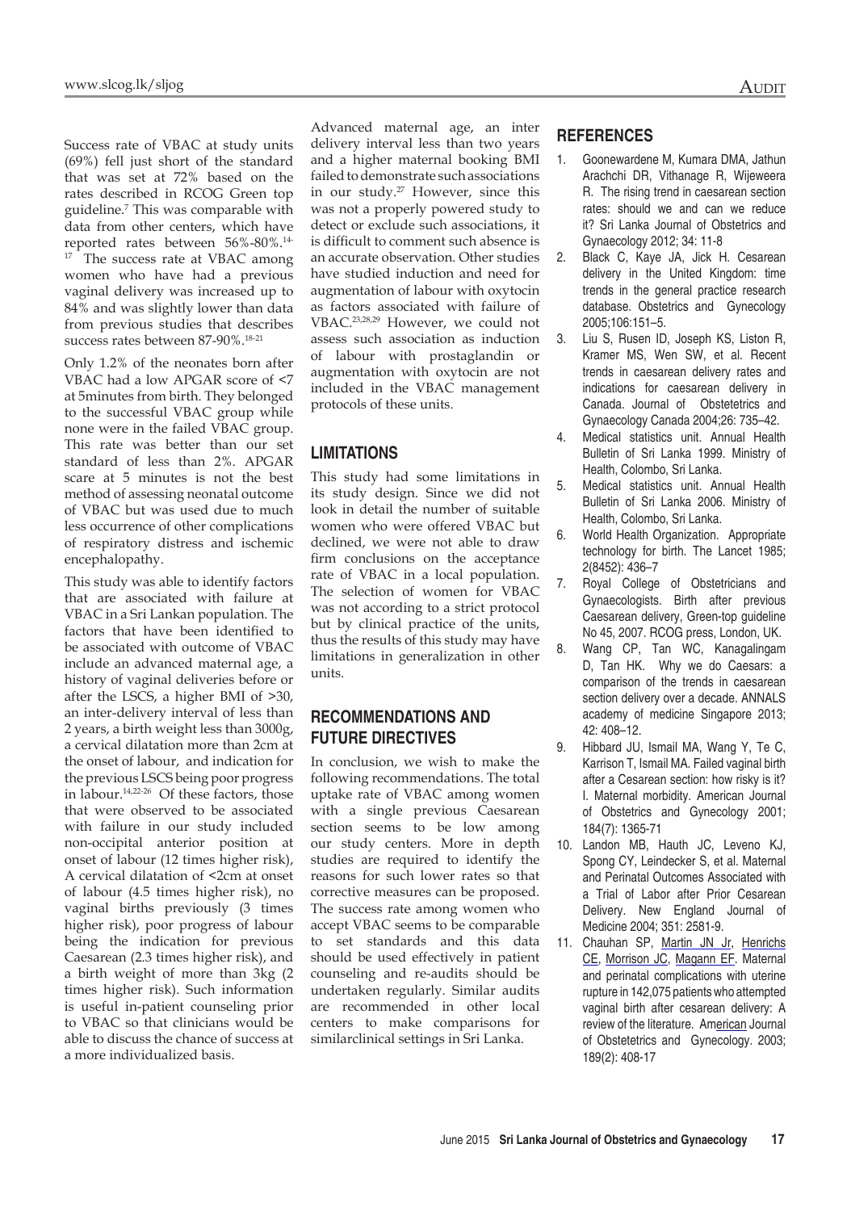Success rate of VBAC at study units (69%) fell just short of the standard that was set at 72% based on the rates described in RCOG Green top guideline.[7] This was comparable with data from other centers, which have reported rates between 56%-80%.[14-17] The success rate at VBAC among women who have had a previous vaginal delivery was increased up to 84% and was slightly lower than data from previous studies that describes success rates between 87-90%.[18-21]

Only 1.2% of the neonates born after VBAC had a low APGAR score of <7 at 5minutes from birth. They belonged to the successful VBAC group while none were in the failed VBAC group. This rate was better than our set standard of less than 2%. APGAR scare at 5 minutes is not the best method of assessing neonatal outcome of VBAC but was used due to much less occurrence of other complications of respiratory distress and ischemic encephalopathy.

This study was able to identify factors that are associated with failure at VBAC in a Sri Lankan population. The factors that have been identified to be associated with outcome of VBAC include an advanced maternal age, a history of vaginal deliveries before or after the LSCS, a higher BMI of >30, an inter-delivery interval of less than 2 years, a birth weight less than 3000g, a cervical dilatation more than 2cm at the onset of labour, and indication for the previous LSCS being poor progress in labour.[14,22-26] Of these factors, those that were observed to be associated with failure in our study included non-occipital anterior position at onset of labour (12 times higher risk), A cervical dilatation of <2cm at onset of labour (4.5 times higher risk), no vaginal births previously (3 times higher risk), poor progress of labour being the indication for previous Caesarean (2.3 times higher risk), and a birth weight of more than 3kg (2 times higher risk). Such information is useful in-patient counseling prior to VBAC so that clinicians would be able to discuss the chance of success at a more individualized basis.

Advanced maternal age, an inter delivery interval less than two years and a higher maternal booking BMI failed to demonstrate such associations in our study.[27] However, since this was not a properly powered study to detect or exclude such associations, it is difficult to comment such absence is an accurate observation. Other studies have studied induction and need for augmentation of labour with oxytocin as factors associated with failure of VBAC.[23,28,29] However, we could not assess such association as induction of labour with prostaglandin or augmentation with oxytocin are not included in the VBAC management protocols of these units.

## LIMITATIONS

This study had some limitations in its study design. Since we did not look in detail the number of suitable women who were offered VBAC but declined, we were not able to draw firm conclusions on the acceptance rate of VBAC in a local population. The selection of women for VBAC was not according to a strict protocol but by clinical practice of the units, thus the results of this study may have limitations in generalization in other units.

## RECOMMENDATIONS AND FUTURE DIRECTIVES

In conclusion, we wish to make the following recommendations. The total uptake rate of VBAC among women with a single previous Caesarean section seems to be low among our study centers. More in depth studies are required to identify the reasons for such lower rates so that corrective measures can be proposed. The success rate among women who accept VBAC seems to be comparable to set standards and this data should be used effectively in patient counseling and re-audits should be undertaken regularly. Similar audits are recommended in other local centers to make comparisons for similarclinical settings in Sri Lanka.

## REFERENCES

1. Goonewardene M, Kumara DMA, Jathun Arachchi DR, Vithanage R, Wijeweera R. The rising trend in caesarean section rates: should we and can we reduce it? Sri Lanka Journal of Obstetrics and Gynaecology 2012; 34: 11-8
2. Black C, Kaye JA, Jick H. Cesarean delivery in the United Kingdom: time trends in the general practice research database. Obstetrics and Gynecology 2005;106:151–5.
3. Liu S, Rusen ID, Joseph KS, Liston R, Kramer MS, Wen SW, et al. Recent trends in caesarean delivery rates and indications for caesarean delivery in Canada. Journal of Obstetetrics and Gynaecology Canada 2004;26: 735–42.
4. Medical statistics unit. Annual Health Bulletin of Sri Lanka 1999. Ministry of Health, Colombo, Sri Lanka.
5. Medical statistics unit. Annual Health Bulletin of Sri Lanka 2006. Ministry of Health, Colombo, Sri Lanka.
6. World Health Organization. Appropriate technology for birth. The Lancet 1985; 2(8452): 436–7
7. Royal College of Obstetricians and Gynaecologists. Birth after previous Caesarean delivery, Green-top guideline No 45, 2007. RCOG press, London, UK.
8. Wang CP, Tan WC, Kanagalingam D, Tan HK. Why we do Caesars: a comparison of the trends in caesarean section delivery over a decade. ANNALS academy of medicine Singapore 2013; 42: 408–12.
9. Hibbard JU, Ismail MA, Wang Y, Te C, Karrison T, Ismail MA. Failed vaginal birth after a Cesarean section: how risky is it? I. Maternal morbidity. American Journal of Obstetrics and Gynecology 2001; 184(7): 1365-71
10. Landon MB, Hauth JC, Leveno KJ, Spong CY, Leindecker S, et al. Maternal and Perinatal Outcomes Associated with a Trial of Labor after Prior Cesarean Delivery. New England Journal of Medicine 2004; 351: 2581-9.
11. Chauhan SP, Martin JN Jr, Henrichs CE, Morrison JC, Magann EF. Maternal and perinatal complications with uterine rupture in 142,075 patients who attempted vaginal birth after cesarean delivery: A review of the literature. American Journal of Obstetetrics and Gynecology. 2003; 189(2): 408-17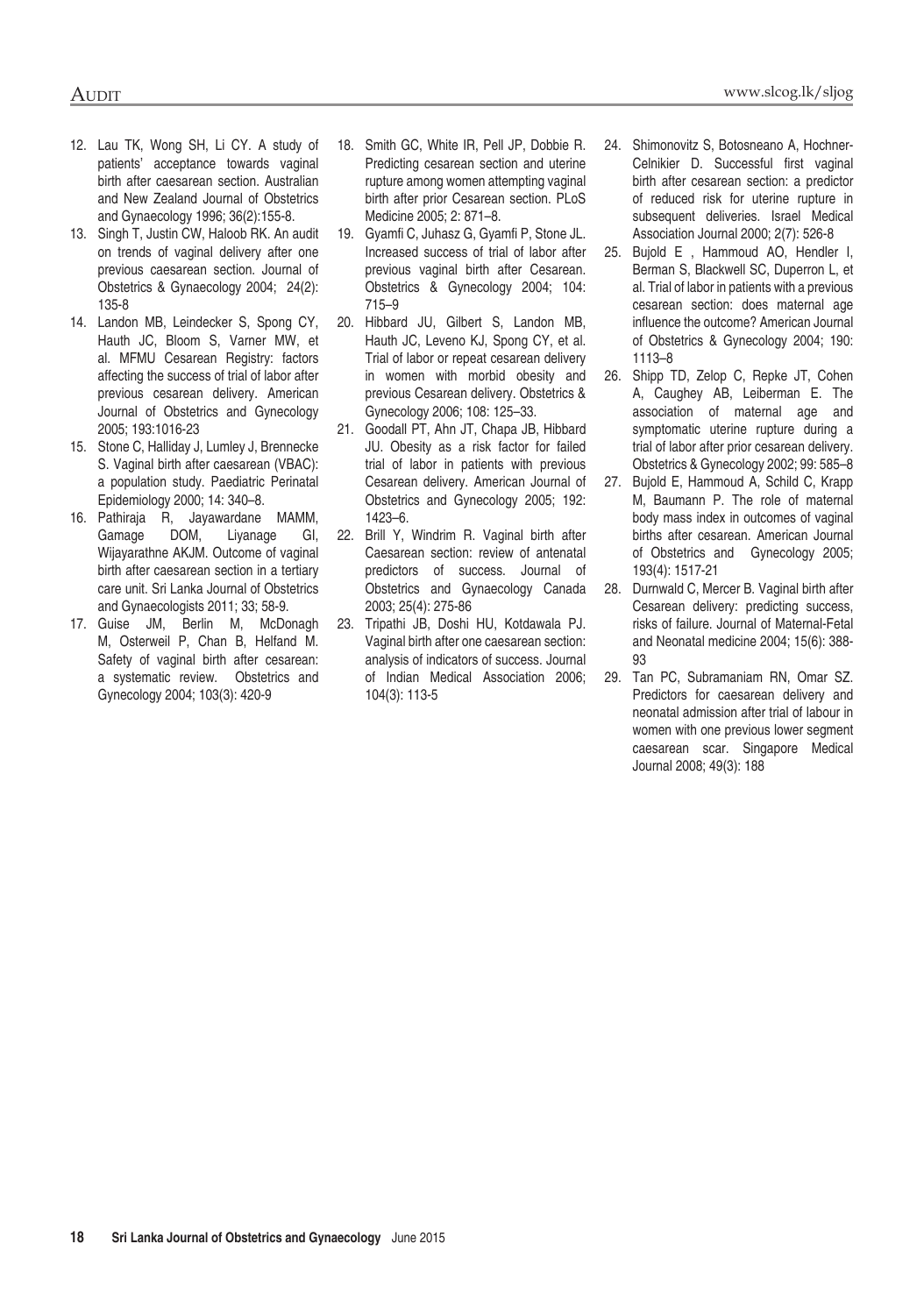12. Lau TK, Wong SH, Li CY. A study of patients' acceptance towards vaginal birth after caesarean section. Australian and New Zealand Journal of Obstetrics and Gynaecology 1996; 36(2):155-8.
13. Singh T, Justin CW, Haloob RK. An audit on trends of vaginal delivery after one previous caesarean section. Journal of Obstetrics & Gynaecology 2004; 24(2): 135-8
14. Landon MB, Leindecker S, Spong CY, Hauth JC, Bloom S, Varner MW, et al. MFMU Cesarean Registry: factors affecting the success of trial of labor after previous cesarean delivery. American Journal of Obstetrics and Gynecology 2005; 193:1016-23
15. Stone C, Halliday J, Lumley J, Brennecke S. Vaginal birth after caesarean (VBAC): a population study. Paediatric Perinatal Epidemiology 2000; 14: 340–8.
16. Pathiraja R, Jayawardane MAMM, Gamage DOM, Liyanage GI, Wijayarathne AKJM. Outcome of vaginal birth after caesarean section in a tertiary care unit. Sri Lanka Journal of Obstetrics and Gynaecologists 2011; 33; 58-9.
17. Guise JM, Berlin M, McDonagh M, Osterweil P, Chan B, Helfand M. Safety of vaginal birth after cesarean: a systematic review. Obstetrics and Gynecology 2004; 103(3): 420-9
18. Smith GC, White IR, Pell JP, Dobbie R. Predicting cesarean section and uterine rupture among women attempting vaginal birth after prior Cesarean section. PLoS Medicine 2005; 2: 871–8.
19. Gyamfi C, Juhasz G, Gyamfi P, Stone JL. Increased success of trial of labor after previous vaginal birth after Cesarean. Obstetrics & Gynecology 2004; 104: 715–9
20. Hibbard JU, Gilbert S, Landon MB, Hauth JC, Leveno KJ, Spong CY, et al. Trial of labor or repeat cesarean delivery in women with morbid obesity and previous Cesarean delivery. Obstetrics & Gynecology 2006; 108: 125–33.
21. Goodall PT, Ahn JT, Chapa JB, Hibbard JU. Obesity as a risk factor for failed trial of labor in patients with previous Cesarean delivery. American Journal of Obstetrics and Gynecology 2005; 192: 1423–6.
22. Brill Y, Windrim R. Vaginal birth after Caesarean section: review of antenatal predictors of success. Journal of Obstetrics and Gynaecology Canada 2003; 25(4): 275-86
23. Tripathi JB, Doshi HU, Kotdawala PJ. Vaginal birth after one caesarean section: analysis of indicators of success. Journal of Indian Medical Association 2006; 104(3): 113-5
24. Shimonovitz S, Botosneano A, Hochner-Celnikier D. Successful first vaginal birth after cesarean section: a predictor of reduced risk for uterine rupture in subsequent deliveries. Israel Medical Association Journal 2000; 2(7): 526-8
25. Bujold E , Hammoud AO, Hendler I, Berman S, Blackwell SC, Duperron L, et al. Trial of labor in patients with a previous cesarean section: does maternal age influence the outcome? American Journal of Obstetrics & Gynecology 2004; 190: 1113–8
26. Shipp TD, Zelop C, Repke JT, Cohen A, Caughey AB, Leiberman E. The association of maternal age and symptomatic uterine rupture during a trial of labor after prior cesarean delivery. Obstetrics & Gynecology 2002; 99: 585–8
27. Bujold E, Hammoud A, Schild C, Krapp M, Baumann P. The role of maternal body mass index in outcomes of vaginal births after cesarean. American Journal of Obstetrics and Gynecology 2005; 193(4): 1517-21
28. Durnwald C, Mercer B. Vaginal birth after Cesarean delivery: predicting success, risks of failure. Journal of Maternal-Fetal and Neonatal medicine 2004; 15(6): 388-93
29. Tan PC, Subramaniam RN, Omar SZ. Predictors for caesarean delivery and neonatal admission after trial of labour in women with one previous lower segment caesarean scar. Singapore Medical Journal 2008; 49(3): 188